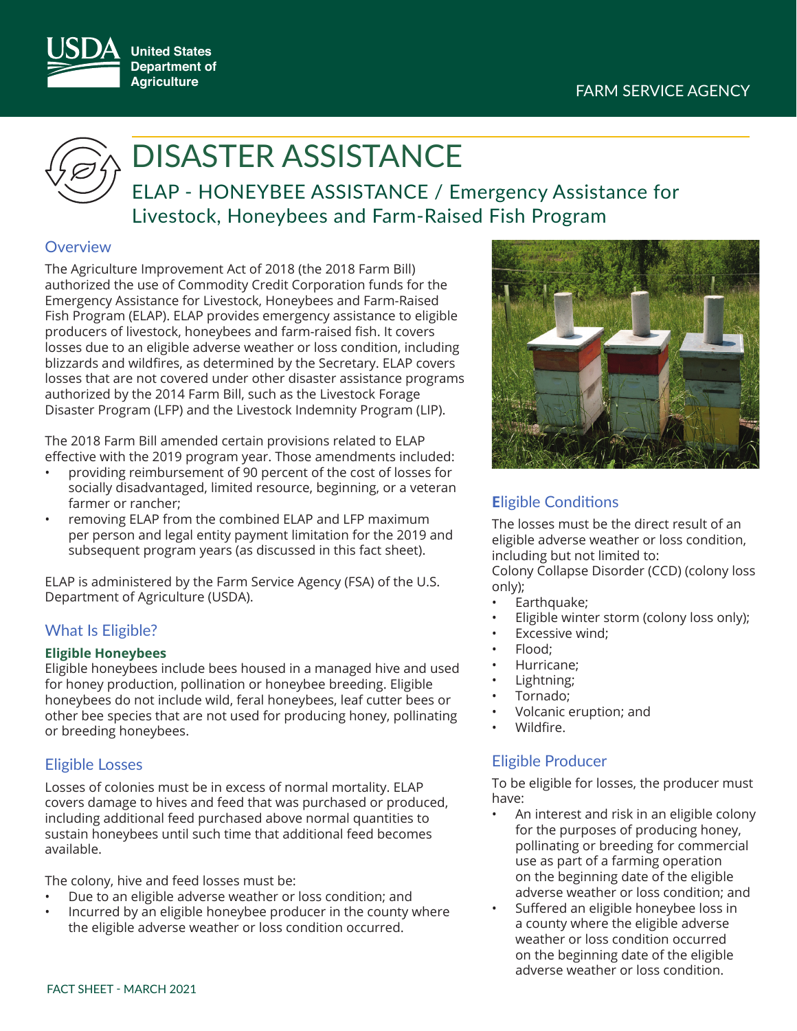# DISASTER ASSISTANCE

## ELAP - HONEYBEE ASSISTANCE / Emergency Assistance for Livestock, Honeybees and Farm-Raised Fish Program

### Overview

The Agriculture Improvement Act of 2018 (the 2018 Farm Bill) authorized the use of Commodity Credit Corporation funds for the Emergency Assistance for Livestock, Honeybees and Farm-Raised Fish Program (ELAP). ELAP provides emergency assistance to eligible producers of livestock, honeybees and farm-raised fish. It covers losses due to an eligible adverse weather or loss condition, including blizzards and wildfires, as determined by the Secretary. ELAP covers losses that are not covered under other disaster assistance programs authorized by the 2014 Farm Bill, such as the Livestock Forage Disaster Program (LFP) and the Livestock Indemnity Program (LIP).

The 2018 Farm Bill amended certain provisions related to ELAP effective with the 2019 program year. Those amendments included:

- providing reimbursement of 90 percent of the cost of losses for socially disadvantaged, limited resource, beginning, or a veteran farmer or rancher;
- removing ELAP from the combined ELAP and LFP maximum per person and legal entity payment limitation for the 2019 and subsequent program years (as discussed in this fact sheet).

ELAP is administered by the Farm Service Agency (FSA) of the U.S. Department of Agriculture (USDA).

### What Is Eligible?

**Eligible Honeybees**

Eligible honeybees include bees housed in a managed hive and used for honey production, pollination or honeybee breeding. Eligible honeybees do not include wild, feral honeybees, leaf cutter bees or other bee species that are not used for producing honey, pollinating or breeding honeybees.

### Eligible Losses

Losses of colonies must be in excess of normal mortality. ELAP covers damage to hives and feed that was purchased or produced, including additional feed purchased above normal quantities to sustain honeybees until such time that additional feed becomes available.

The colony, hive and feed losses must be:

- Due to an eligible adverse weather or loss condition; and
- Incurred by an eligible honeybee producer in the county where the eligible adverse weather or loss condition occurred.

### Eligible Conditions

The losses must be the direct result of an eligible adverse weather or loss condition, including but not limited to:

Colony Collapse Disorder (CCD) (colony loss only);

- Earthquake;
- Eligible winter storm (colony loss only);
- Excessive wind;
- Flood;
- Hurricane;
- Lightning;
- Tornado;
- Volcanic eruption; and
- Wildfire.

### Eligible Producer

To be eligible for losses, the producer must have:

- An interest and risk in an eligible colony for the purposes of producing honey, pollinating or breeding for commercial use as part of a farming operation on the beginning date of the eligible adverse weather or loss condition; and
- Suffered an eligible honeybee loss in a county where the eligible adverse weather or loss condition occurred on the beginning date of the eligible adverse weather or loss condition.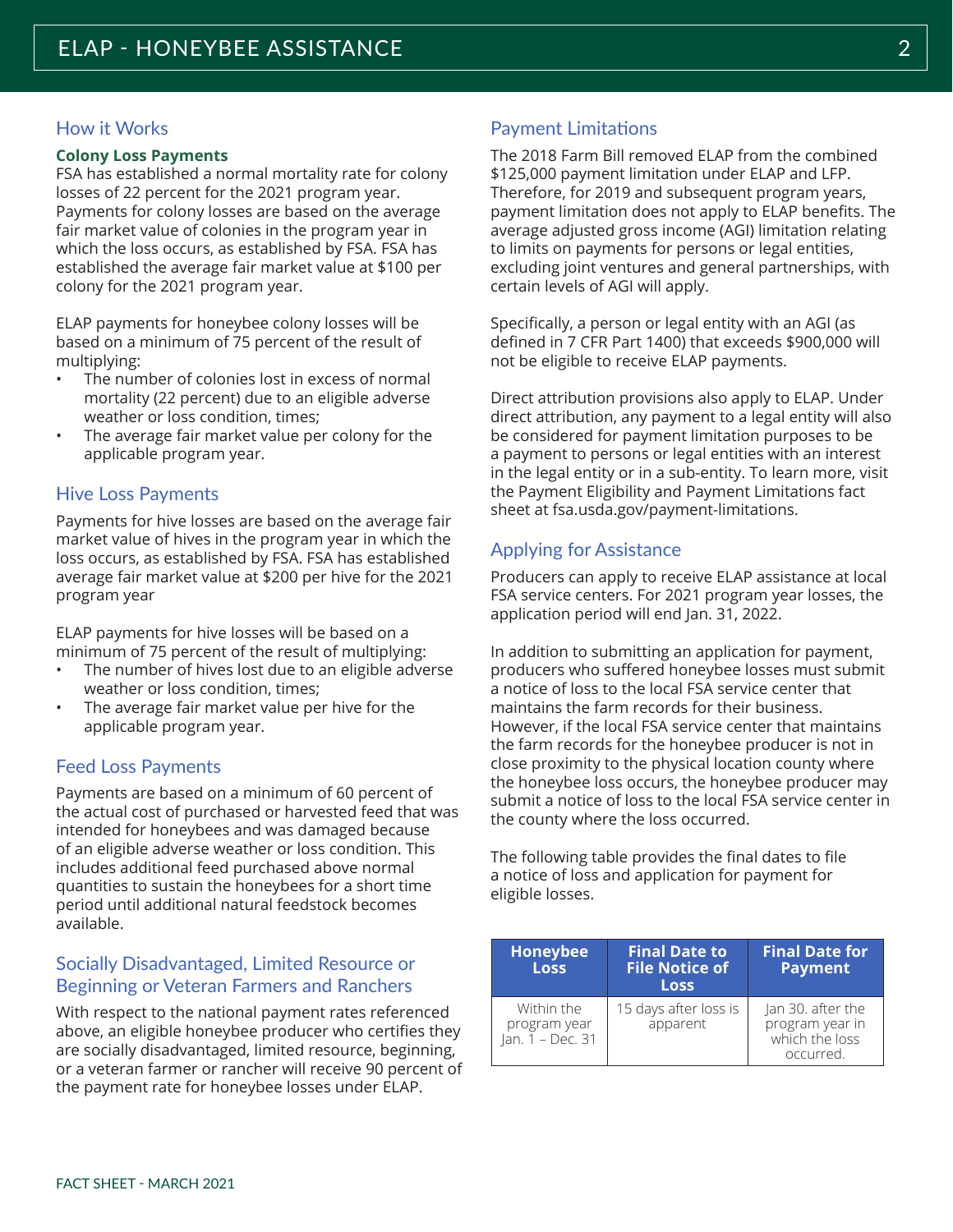## How it Works

**Colony Loss Payments**

FSA has established a normal mortality rate for colony losses of 22 percent for the 2021 program year. Payments for colony losses are based on the average fair market value of colonies in the program year in which the loss occurs, as established by FSA. FSA has established the average fair market value at $100 per colony for the 2021 program year.

ELAP payments for honeybee colony losses will be based on a minimum of 75 percent of the result of multiplying:

- The number of colonies lost in excess of normal mortality (22 percent) due to an eligible adverse weather or loss condition, times;
- The average fair market value per colony for the applicable program year.

## Hive Loss Payments

Payments for hive losses are based on the average fair market value of hives in the program year in which the loss occurs, as established by FSA. FSA has established average fair market value at $200 per hive for the 2021 program year

ELAP payments for hive losses will be based on a minimum of 75 percent of the result of multiplying:

- The number of hives lost due to an eligible adverse weather or loss condition, times;
- The average fair market value per hive for the applicable program year.

## Feed Loss Payments

Payments are based on a minimum of 60 percent of the actual cost of purchased or harvested feed that was intended for honeybees and was damaged because of an eligible adverse weather or loss condition. This includes additional feed purchased above normal quantities to sustain the honeybees for a short time period until additional natural feedstock becomes available.

## Socially Disadvantaged, Limited Resource or Beginning or Veteran Farmers and Ranchers

With respect to the national payment rates referenced above, an eligible honeybee producer who certifies they are socially disadvantaged, limited resource, beginning, or a veteran farmer or rancher will receive 90 percent of the payment rate for honeybee losses under ELAP.

## Payment Limitations

The 2018 Farm Bill removed ELAP from the combined $125,000 payment limitation under ELAP and LFP. Therefore, for 2019 and subsequent program years, payment limitation does not apply to ELAP benefits. The average adjusted gross income (AGI) limitation relating to limits on payments for persons or legal entities, excluding joint ventures and general partnerships, with certain levels of AGI will apply.

Specifically, a person or legal entity with an AGI (as defined in 7 CFR Part 1400) that exceeds $900,000 will not be eligible to receive ELAP payments.

Direct attribution provisions also apply to ELAP. Under direct attribution, any payment to a legal entity will also be considered for payment limitation purposes to be a payment to persons or legal entities with an interest in the legal entity or in a sub-entity. To learn more, visit the Payment Eligibility and Payment Limitations fact sheet at fsa.usda.gov/payment-limitations.

## Applying for Assistance

Producers can apply to receive ELAP assistance at local FSA service centers. For 2021 program year losses, the application period will end Jan. 31, 2022.

In addition to submitting an application for payment, producers who suffered honeybee losses must submit a notice of loss to the local FSA service center that maintains the farm records for their business. However, if the local FSA service center that maintains the farm records for the honeybee producer is not in close proximity to the physical location county where the honeybee loss occurs, the honeybee producer may submit a notice of loss to the local FSA service center in the county where the loss occurred.

The following table provides the final dates to file a notice of loss and application for payment for eligible losses.

| Honeybee Loss | Final Date to File Notice of Loss | Final Date for Payment |
| --- | --- | --- |
| Within the program year Jan. 1 – Dec. 31 | 15 days after loss is apparent | Jan 30. after the program year in which the loss occurred. |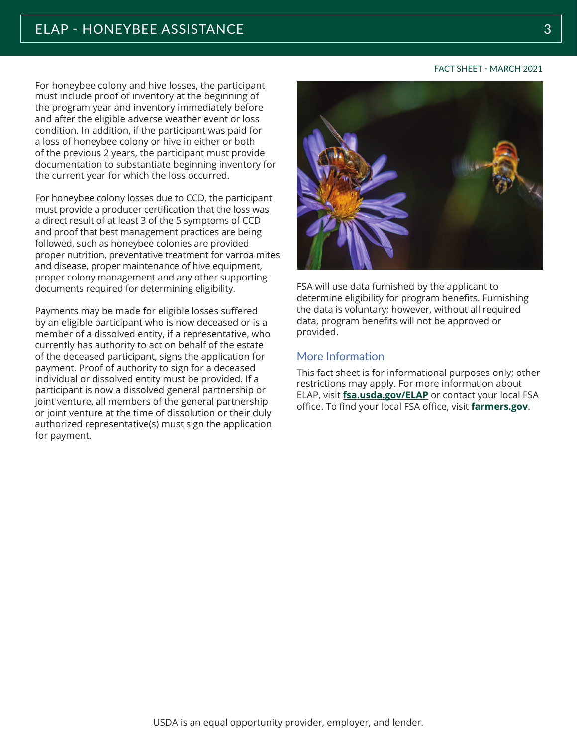For honeybee colony and hive losses, the participant must include proof of inventory at the beginning of the program year and inventory immediately before and after the eligible adverse weather event or loss condition. In addition, if the participant was paid for a loss of honeybee colony or hive in either or both of the previous 2 years, the participant must provide documentation to substantiate beginning inventory for the current year for which the loss occurred.

For honeybee colony losses due to CCD, the participant must provide a producer certification that the loss was a direct result of at least 3 of the 5 symptoms of CCD and proof that best management practices are being followed, such as honeybee colonies are provided proper nutrition, preventative treatment for varroa mites and disease, proper maintenance of hive equipment, proper colony management and any other supporting documents required for determining eligibility.

Payments may be made for eligible losses suffered by an eligible participant who is now deceased or is a member of a dissolved entity, if a representative, who currently has authority to act on behalf of the estate of the deceased participant, signs the application for payment. Proof of authority to sign for a deceased individual or dissolved entity must be provided. If a participant is now a dissolved general partnership or joint venture, all members of the general partnership or joint venture at the time of dissolution or their duly authorized representative(s) must sign the application for payment.

FSA will use data furnished by the applicant to determine eligibility for program benefits. Furnishing the data is voluntary; however, without all required data, program benefits will not be approved or provided.

## More Information

This fact sheet is for informational purposes only; other restrictions may apply. For more information about ELAP, visit **fsa.usda.gov/ELAP** or contact your local FSA office. To find your local FSA office, visit **farmers.gov**.

USDA is an equal opportunity provider, employer, and lender.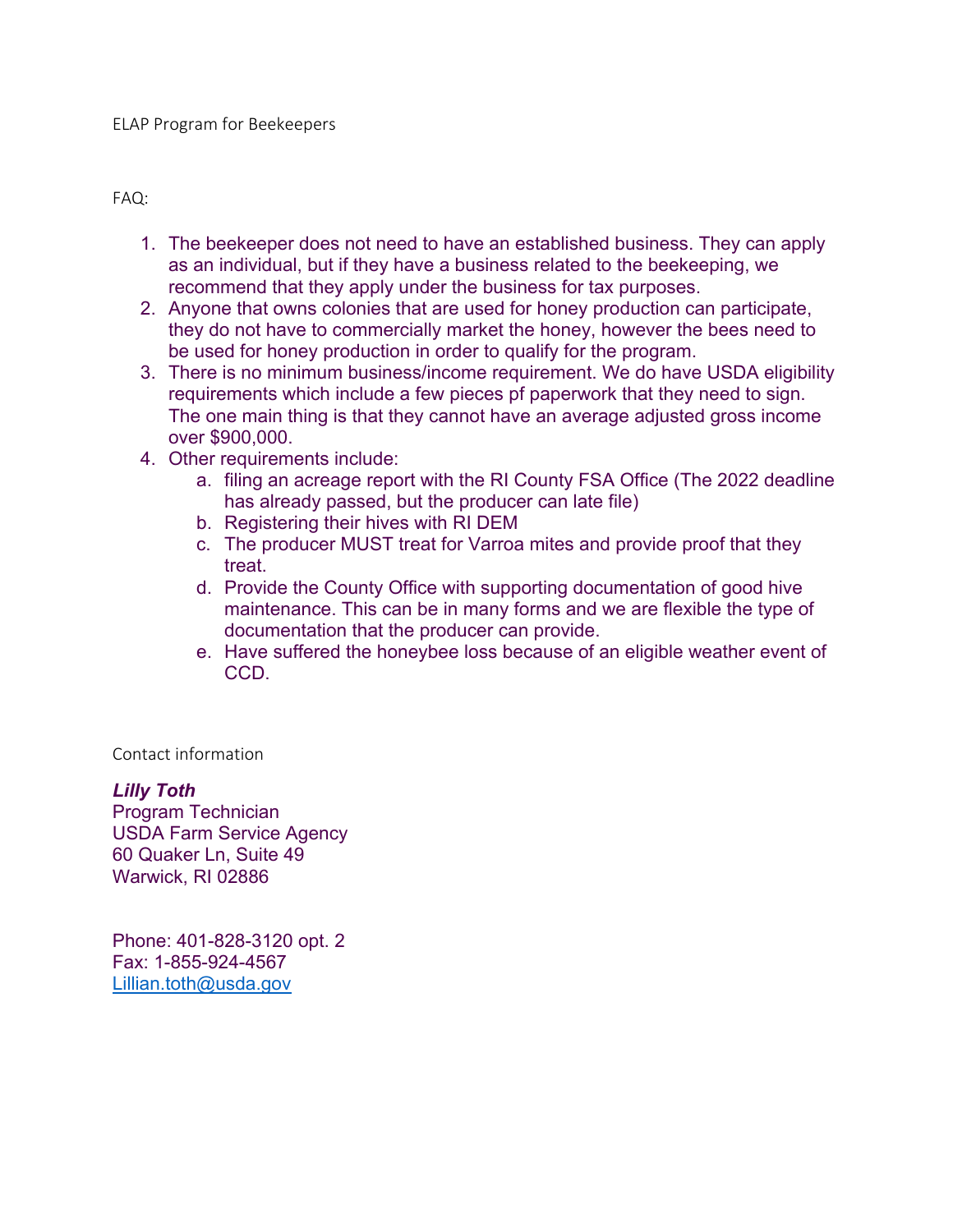ELAP Program for Beekeepers

FAQ:

1. The beekeeper does not need to have an established business. They can apply as an individual, but if they have a business related to the beekeeping, we recommend that they apply under the business for tax purposes.
2. Anyone that owns colonies that are used for honey production can participate, they do not have to commercially market the honey, however the bees need to be used for honey production in order to qualify for the program.
3. There is no minimum business/income requirement. We do have USDA eligibility requirements which include a few pieces pf paperwork that they need to sign. The one main thing is that they cannot have an average adjusted gross income over $900,000.
4. Other requirements include:
   a. filing an acreage report with the RI County FSA Office (The 2022 deadline has already passed, but the producer can late file)
   b. Registering their hives with RI DEM
   c. The producer MUST treat for Varroa mites and provide proof that they treat.
   d. Provide the County Office with supporting documentation of good hive maintenance. This can be in many forms and we are flexible the type of documentation that the producer can provide.
   e. Have suffered the honeybee loss because of an eligible weather event of CCD.

Contact information

***Lilly Toth***
Program Technician
USDA Farm Service Agency
60 Quaker Ln, Suite 49
Warwick, RI 02886

Phone: 401-828-3120 opt. 2
Fax: 1-855-924-4567
Lillian.toth@usda.gov